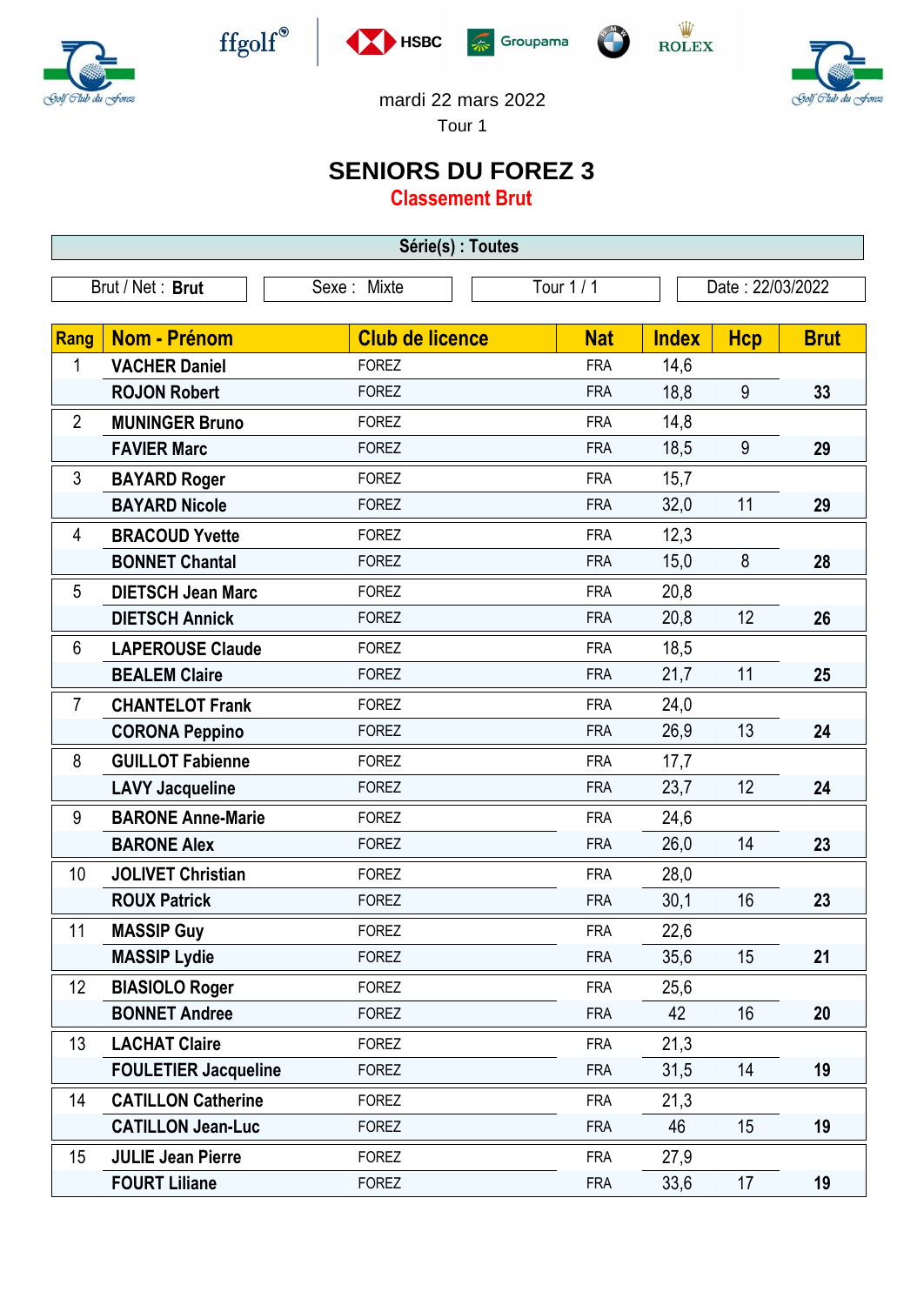mardi 22 mars 2022

Tour 1

# SENIORS DU FOREZ 3

## Classement Brut

**Série(s) : Toutes**

| Brut / Net : **Brut** | Sexe : Mixte | Tour 1 / 1 | Date : 22/03/2022 |
|---|---|---|---|

| Rang | Nom - Prénom | Club de licence | Nat | Index | Hcp | Brut |
|---|---|---|---|---|---|---|
| 1 | **VACHER Daniel** | FOREZ | FRA | 14,6 | | |
| | **ROJON Robert** | FOREZ | FRA | 18,8 | 9 | **33** |
| 2 | **MUNINGER Bruno** | FOREZ | FRA | 14,8 | | |
| | **FAVIER Marc** | FOREZ | FRA | 18,5 | 9 | **29** |
| 3 | **BAYARD Roger** | FOREZ | FRA | 15,7 | | |
| | **BAYARD Nicole** | FOREZ | FRA | 32,0 | 11 | **29** |
| 4 | **BRACOUD Yvette** | FOREZ | FRA | 12,3 | | |
| | **BONNET Chantal** | FOREZ | FRA | 15,0 | 8 | **28** |
| 5 | **DIETSCH Jean Marc** | FOREZ | FRA | 20,8 | | |
| | **DIETSCH Annick** | FOREZ | FRA | 20,8 | 12 | **26** |
| 6 | **LAPEROUSE Claude** | FOREZ | FRA | 18,5 | | |
| | **BEALEM Claire** | FOREZ | FRA | 21,7 | 11 | **25** |
| 7 | **CHANTELOT Frank** | FOREZ | FRA | 24,0 | | |
| | **CORONA Peppino** | FOREZ | FRA | 26,9 | 13 | **24** |
| 8 | **GUILLOT Fabienne** | FOREZ | FRA | 17,7 | | |
| | **LAVY Jacqueline** | FOREZ | FRA | 23,7 | 12 | **24** |
| 9 | **BARONE Anne-Marie** | FOREZ | FRA | 24,6 | | |
| | **BARONE Alex** | FOREZ | FRA | 26,0 | 14 | **23** |
| 10 | **JOLIVET Christian** | FOREZ | FRA | 28,0 | | |
| | **ROUX Patrick** | FOREZ | FRA | 30,1 | 16 | **23** |
| 11 | **MASSIP Guy** | FOREZ | FRA | 22,6 | | |
| | **MASSIP Lydie** | FOREZ | FRA | 35,6 | 15 | **21** |
| 12 | **BIASIOLO Roger** | FOREZ | FRA | 25,6 | | |
| | **BONNET Andree** | FOREZ | FRA | 42 | 16 | **20** |
| 13 | **LACHAT Claire** | FOREZ | FRA | 21,3 | | |
| | **FOULETIER Jacqueline** | FOREZ | FRA | 31,5 | 14 | **19** |
| 14 | **CATILLON Catherine** | FOREZ | FRA | 21,3 | | |
| | **CATILLON Jean-Luc** | FOREZ | FRA | 46 | 15 | **19** |
| 15 | **JULIE Jean Pierre** | FOREZ | FRA | 27,9 | | |
| | **FOURT Liliane** | FOREZ | FRA | 33,6 | 17 | **19** |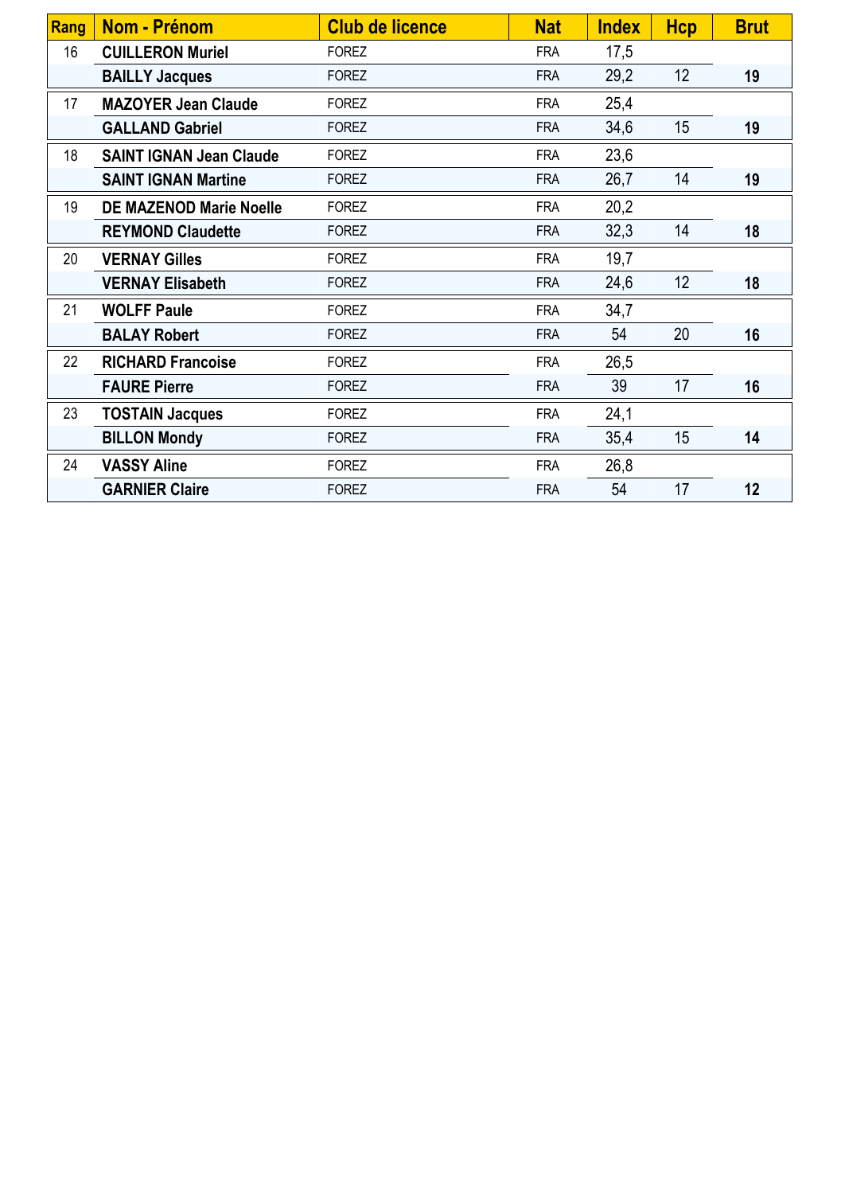| Rang | Nom - Prénom | Club de licence | Nat | Index | Hcp | Brut |
|---|---|---|---|---|---|---|
| 16 | **CUILLERON Muriel** | FOREZ | FRA | 17,5 | | |
| | **BAILLY Jacques** | FOREZ | FRA | 29,2 | 12 | **19** |
| 17 | **MAZOYER Jean Claude** | FOREZ | FRA | 25,4 | | |
| | **GALLAND Gabriel** | FOREZ | FRA | 34,6 | 15 | **19** |
| 18 | **SAINT IGNAN Jean Claude** | FOREZ | FRA | 23,6 | | |
| | **SAINT IGNAN Martine** | FOREZ | FRA | 26,7 | 14 | **19** |
| 19 | **DE MAZENOD Marie Noelle** | FOREZ | FRA | 20,2 | | |
| | **REYMOND Claudette** | FOREZ | FRA | 32,3 | 14 | **18** |
| 20 | **VERNAY Gilles** | FOREZ | FRA | 19,7 | | |
| | **VERNAY Elisabeth** | FOREZ | FRA | 24,6 | 12 | **18** |
| 21 | **WOLFF Paule** | FOREZ | FRA | 34,7 | | |
| | **BALAY Robert** | FOREZ | FRA | 54 | 20 | **16** |
| 22 | **RICHARD Francoise** | FOREZ | FRA | 26,5 | | |
| | **FAURE Pierre** | FOREZ | FRA | 39 | 17 | **16** |
| 23 | **TOSTAIN Jacques** | FOREZ | FRA | 24,1 | | |
| | **BILLON Mondy** | FOREZ | FRA | 35,4 | 15 | **14** |
| 24 | **VASSY Aline** | FOREZ | FRA | 26,8 | | |
| | **GARNIER Claire** | FOREZ | FRA | 54 | 17 | **12** |